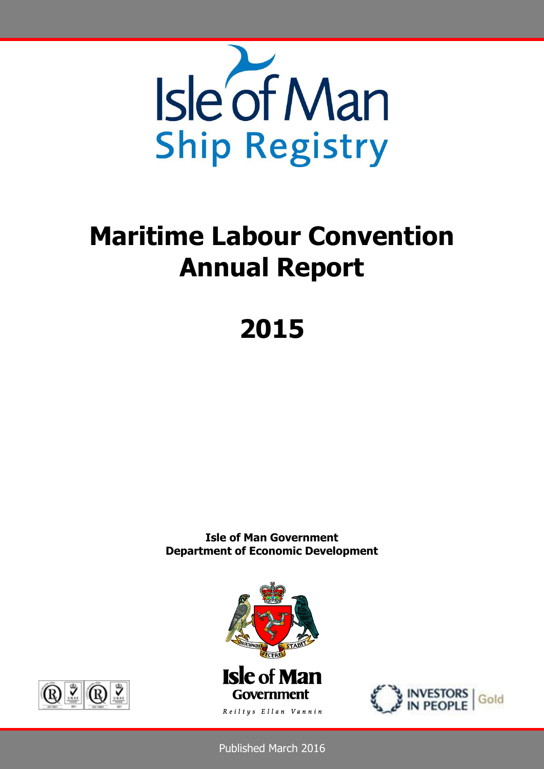Isle of Man
Ship Registry

# Maritime Labour Convention Annual Report

# 2015

**Isle of Man Government**
**Department of Economic Development**

Isle of Man Government

Reiltys Ellan Vannin

Published March 2016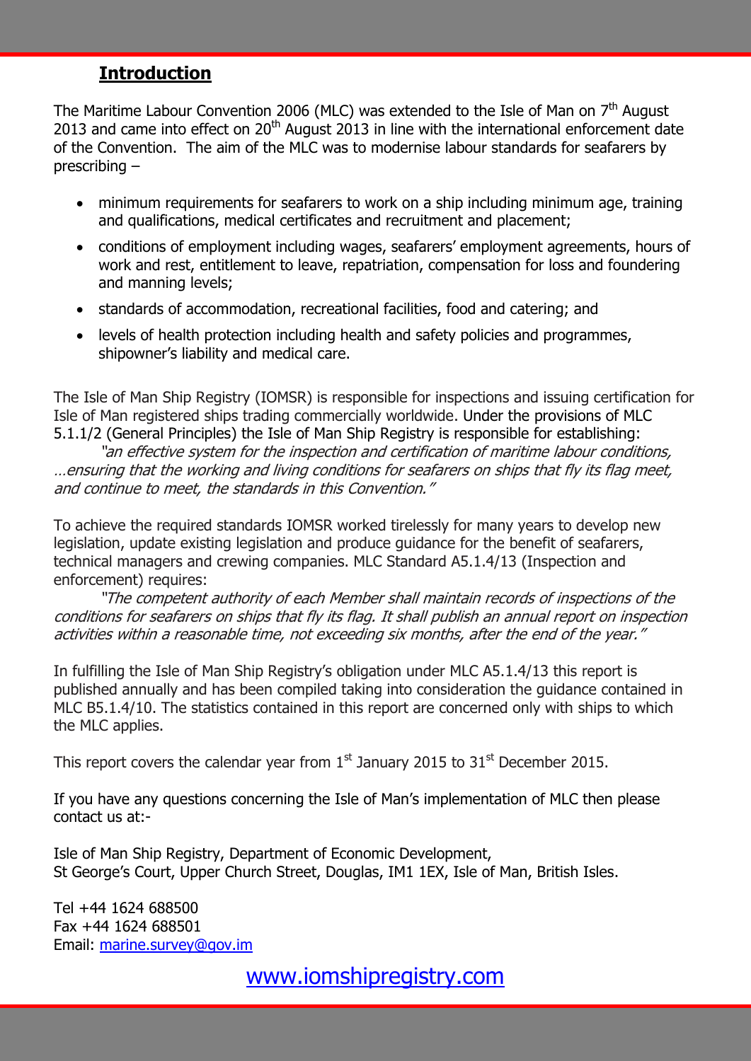## **Introduction**

The Maritime Labour Convention 2006 (MLC) was extended to the Isle of Man on 7th August 2013 and came into effect on 20th August 2013 in line with the international enforcement date of the Convention. The aim of the MLC was to modernise labour standards for seafarers by prescribing –

- minimum requirements for seafarers to work on a ship including minimum age, training and qualifications, medical certificates and recruitment and placement;
- conditions of employment including wages, seafarers' employment agreements, hours of work and rest, entitlement to leave, repatriation, compensation for loss and foundering and manning levels;
- standards of accommodation, recreational facilities, food and catering; and
- levels of health protection including health and safety policies and programmes, shipowner's liability and medical care.

The Isle of Man Ship Registry (IOMSR) is responsible for inspections and issuing certification for Isle of Man registered ships trading commercially worldwide. Under the provisions of MLC 5.1.1/2 (General Principles) the Isle of Man Ship Registry is responsible for establishing:

*"an effective system for the inspection and certification of maritime labour conditions, …ensuring that the working and living conditions for seafarers on ships that fly its flag meet, and continue to meet, the standards in this Convention."*

To achieve the required standards IOMSR worked tirelessly for many years to develop new legislation, update existing legislation and produce guidance for the benefit of seafarers, technical managers and crewing companies. MLC Standard A5.1.4/13 (Inspection and enforcement) requires:

*"The competent authority of each Member shall maintain records of inspections of the conditions for seafarers on ships that fly its flag. It shall publish an annual report on inspection activities within a reasonable time, not exceeding six months, after the end of the year."*

In fulfilling the Isle of Man Ship Registry's obligation under MLC A5.1.4/13 this report is published annually and has been compiled taking into consideration the guidance contained in MLC B5.1.4/10. The statistics contained in this report are concerned only with ships to which the MLC applies.

This report covers the calendar year from 1st January 2015 to 31st December 2015.

If you have any questions concerning the Isle of Man's implementation of MLC then please contact us at:-

Isle of Man Ship Registry, Department of Economic Development,
St George's Court, Upper Church Street, Douglas, IM1 1EX, Isle of Man, British Isles.

Tel +44 1624 688500
Fax +44 1624 688501
Email: marine.survey@gov.im

www.iomshipregistry.com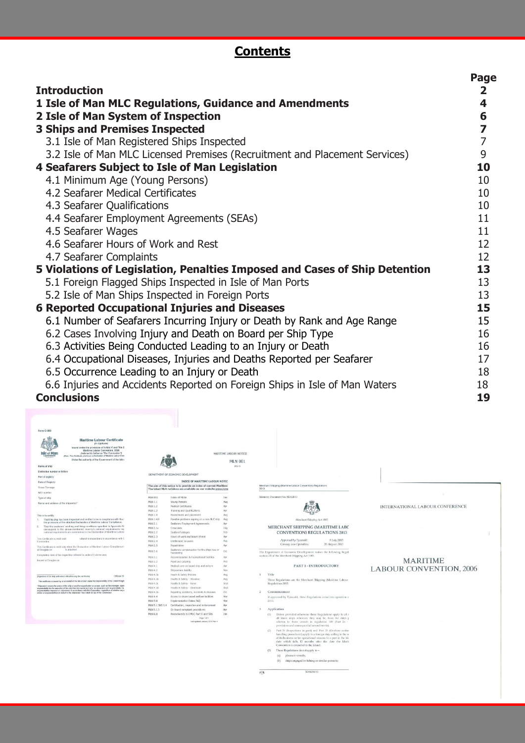# Contents

| | Page |
|---|---|
| **Introduction** | **2** |
| **1 Isle of Man MLC Regulations, Guidance and Amendments** | **4** |
| **2 Isle of Man System of Inspection** | **6** |
| **3 Ships and Premises Inspected** | **7** |
| 3.1 Isle of Man Registered Ships Inspected | 7 |
| 3.2 Isle of Man MLC Licensed Premises (Recruitment and Placement Services) | 9 |
| **4 Seafarers Subject to Isle of Man Legislation** | **10** |
| 4.1 Minimum Age (Young Persons) | 10 |
| 4.2 Seafarer Medical Certificates | 10 |
| 4.3 Seafarer Qualifications | 10 |
| 4.4 Seafarer Employment Agreements (SEAs) | 11 |
| 4.5 Seafarer Wages | 11 |
| 4.6 Seafarer Hours of Work and Rest | 12 |
| 4.7 Seafarer Complaints | 12 |
| **5 Violations of Legislation, Penalties Imposed and Cases of Ship Detention** | **13** |
| 5.1 Foreign Flagged Ships Inspected in Isle of Man Ports | 13 |
| 5.2 Isle of Man Ships Inspected in Foreign Ports | 13 |
| **6 Reported Occupational Injuries and Diseases** | **15** |
| 6.1 Number of Seafarers Incurring Injury or Death by Rank and Age Range | 15 |
| 6.2 Cases Involving Injury and Death on Board per Ship Type | 16 |
| 6.3 Activities Being Conducted Leading to an Injury or Death | 16 |
| 6.4 Occupational Diseases, Injuries and Deaths Reported per Seafarer | 17 |
| 6.5 Occurrence Leading to an Injury or Death | 18 |
| 6.6 Injuries and Accidents Reported on Foreign Ships in Isle of Man Waters | 18 |
| **Conclusions** | **19** |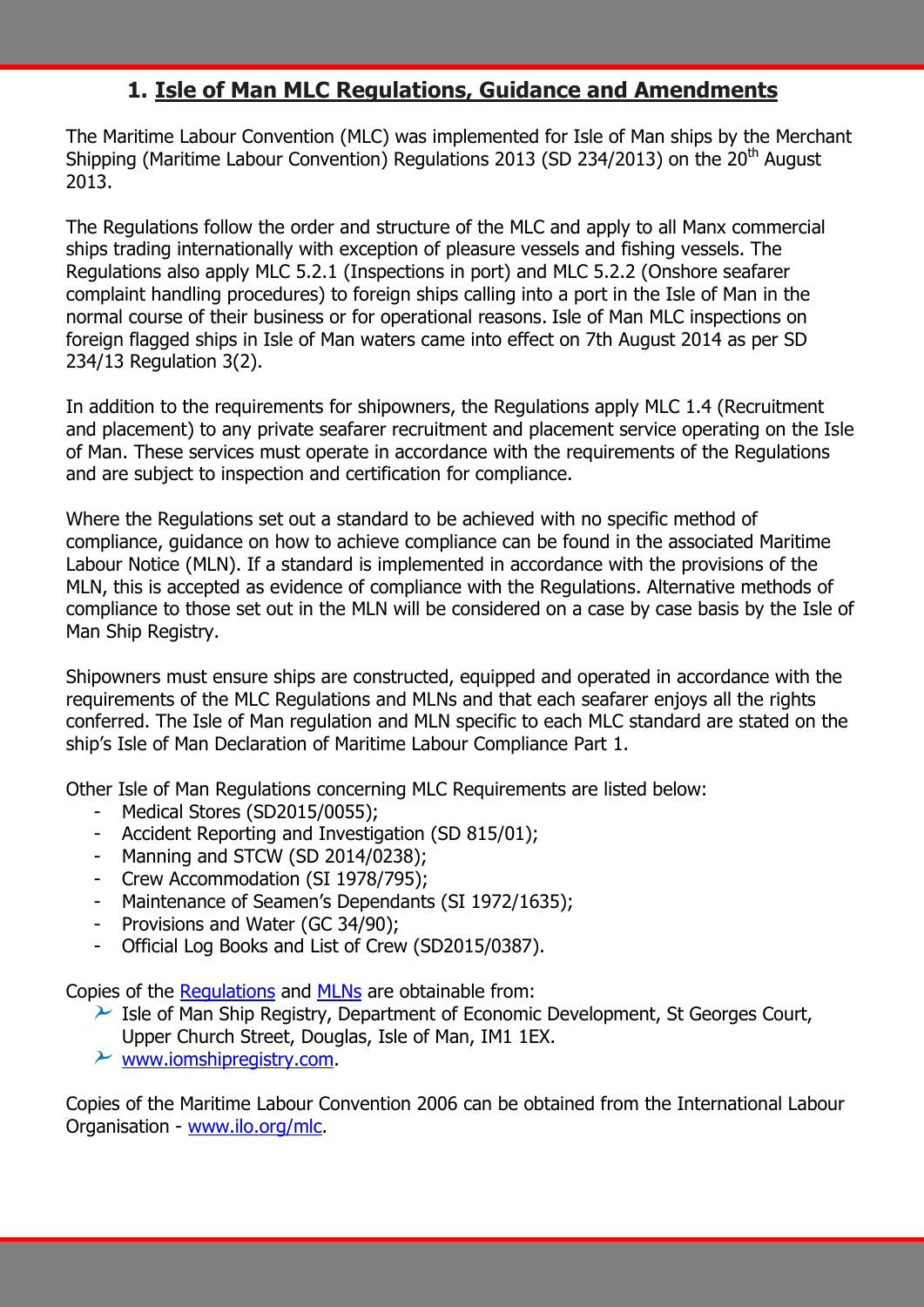# 1. Isle of Man MLC Regulations, Guidance and Amendments

The Maritime Labour Convention (MLC) was implemented for Isle of Man ships by the Merchant Shipping (Maritime Labour Convention) Regulations 2013 (SD 234/2013) on the 20th August 2013.

The Regulations follow the order and structure of the MLC and apply to all Manx commercial ships trading internationally with exception of pleasure vessels and fishing vessels. The Regulations also apply MLC 5.2.1 (Inspections in port) and MLC 5.2.2 (Onshore seafarer complaint handling procedures) to foreign ships calling into a port in the Isle of Man in the normal course of their business or for operational reasons. Isle of Man MLC inspections on foreign flagged ships in Isle of Man waters came into effect on 7th August 2014 as per SD 234/13 Regulation 3(2).

In addition to the requirements for shipowners, the Regulations apply MLC 1.4 (Recruitment and placement) to any private seafarer recruitment and placement service operating on the Isle of Man. These services must operate in accordance with the requirements of the Regulations and are subject to inspection and certification for compliance.

Where the Regulations set out a standard to be achieved with no specific method of compliance, guidance on how to achieve compliance can be found in the associated Maritime Labour Notice (MLN). If a standard is implemented in accordance with the provisions of the MLN, this is accepted as evidence of compliance with the Regulations. Alternative methods of compliance to those set out in the MLN will be considered on a case by case basis by the Isle of Man Ship Registry.

Shipowners must ensure ships are constructed, equipped and operated in accordance with the requirements of the MLC Regulations and MLNs and that each seafarer enjoys all the rights conferred. The Isle of Man regulation and MLN specific to each MLC standard are stated on the ship's Isle of Man Declaration of Maritime Labour Compliance Part 1.

Other Isle of Man Regulations concerning MLC Requirements are listed below:

- Medical Stores (SD2015/0055);
- Accident Reporting and Investigation (SD 815/01);
- Manning and STCW (SD 2014/0238);
- Crew Accommodation (SI 1978/795);
- Maintenance of Seamen's Dependants (SI 1972/1635);
- Provisions and Water (GC 34/90);
- Official Log Books and List of Crew (SD2015/0387).

Copies of the Regulations and MLNs are obtainable from:

- Isle of Man Ship Registry, Department of Economic Development, St Georges Court, Upper Church Street, Douglas, Isle of Man, IM1 1EX.
- www.iomshipregistry.com.

Copies of the Maritime Labour Convention 2006 can be obtained from the International Labour Organisation - www.ilo.org/mlc.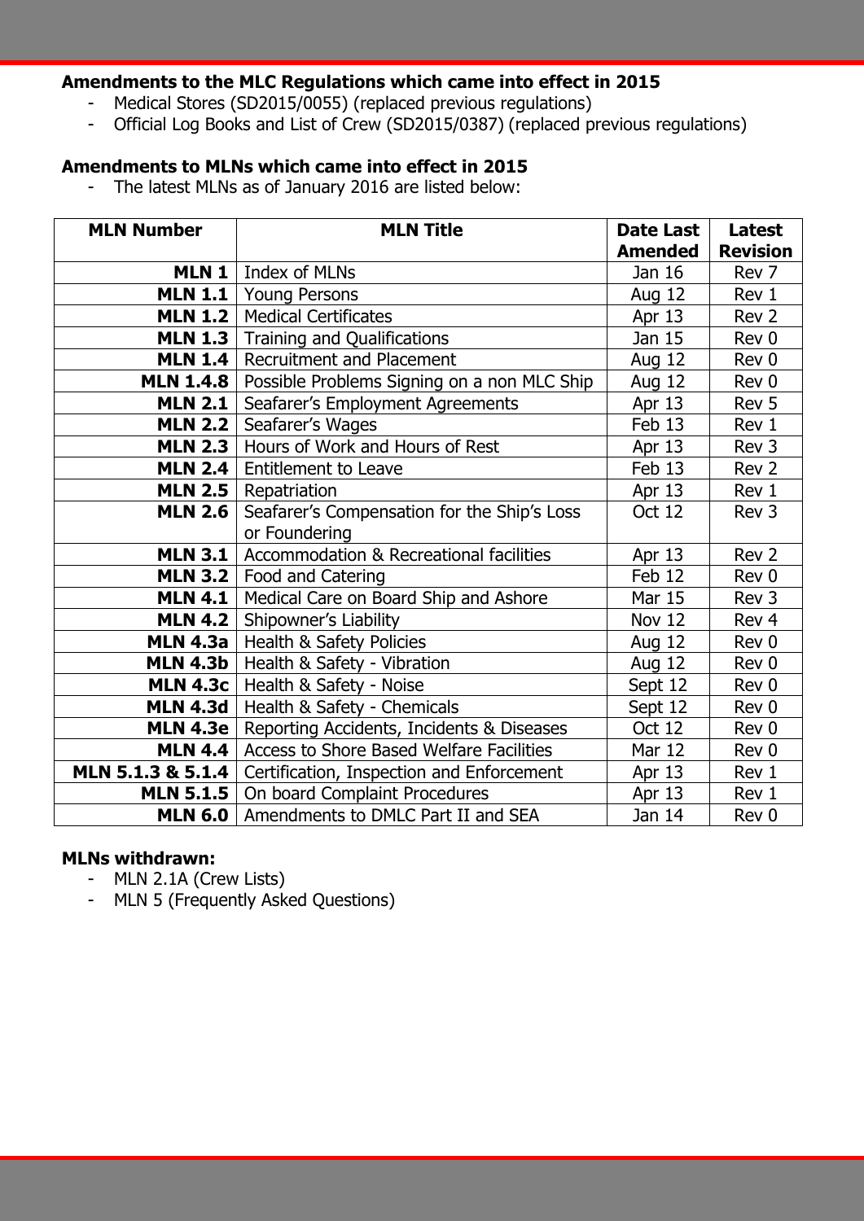**Amendments to the MLC Regulations which came into effect in 2015**

- Medical Stores (SD2015/0055) (replaced previous regulations)
- Official Log Books and List of Crew (SD2015/0387) (replaced previous regulations)

**Amendments to MLNs which came into effect in 2015**

- The latest MLNs as of January 2016 are listed below:

| MLN Number | MLN Title | Date Last Amended | Latest Revision |
|---|---|---|---|
| **MLN 1** | Index of MLNs | Jan 16 | Rev 7 |
| **MLN 1.1** | Young Persons | Aug 12 | Rev 1 |
| **MLN 1.2** | Medical Certificates | Apr 13 | Rev 2 |
| **MLN 1.3** | Training and Qualifications | Jan 15 | Rev 0 |
| **MLN 1.4** | Recruitment and Placement | Aug 12 | Rev 0 |
| **MLN 1.4.8** | Possible Problems Signing on a non MLC Ship | Aug 12 | Rev 0 |
| **MLN 2.1** | Seafarer's Employment Agreements | Apr 13 | Rev 5 |
| **MLN 2.2** | Seafarer's Wages | Feb 13 | Rev 1 |
| **MLN 2.3** | Hours of Work and Hours of Rest | Apr 13 | Rev 3 |
| **MLN 2.4** | Entitlement to Leave | Feb 13 | Rev 2 |
| **MLN 2.5** | Repatriation | Apr 13 | Rev 1 |
| **MLN 2.6** | Seafarer's Compensation for the Ship's Loss or Foundering | Oct 12 | Rev 3 |
| **MLN 3.1** | Accommodation & Recreational facilities | Apr 13 | Rev 2 |
| **MLN 3.2** | Food and Catering | Feb 12 | Rev 0 |
| **MLN 4.1** | Medical Care on Board Ship and Ashore | Mar 15 | Rev 3 |
| **MLN 4.2** | Shipowner's Liability | Nov 12 | Rev 4 |
| **MLN 4.3a** | Health & Safety Policies | Aug 12 | Rev 0 |
| **MLN 4.3b** | Health & Safety - Vibration | Aug 12 | Rev 0 |
| **MLN 4.3c** | Health & Safety - Noise | Sept 12 | Rev 0 |
| **MLN 4.3d** | Health & Safety - Chemicals | Sept 12 | Rev 0 |
| **MLN 4.3e** | Reporting Accidents, Incidents & Diseases | Oct 12 | Rev 0 |
| **MLN 4.4** | Access to Shore Based Welfare Facilities | Mar 12 | Rev 0 |
| **MLN 5.1.3 & 5.1.4** | Certification, Inspection and Enforcement | Apr 13 | Rev 1 |
| **MLN 5.1.5** | On board Complaint Procedures | Apr 13 | Rev 1 |
| **MLN 6.0** | Amendments to DMLC Part II and SEA | Jan 14 | Rev 0 |

**MLNs withdrawn:**

- MLN 2.1A (Crew Lists)
- MLN 5 (Frequently Asked Questions)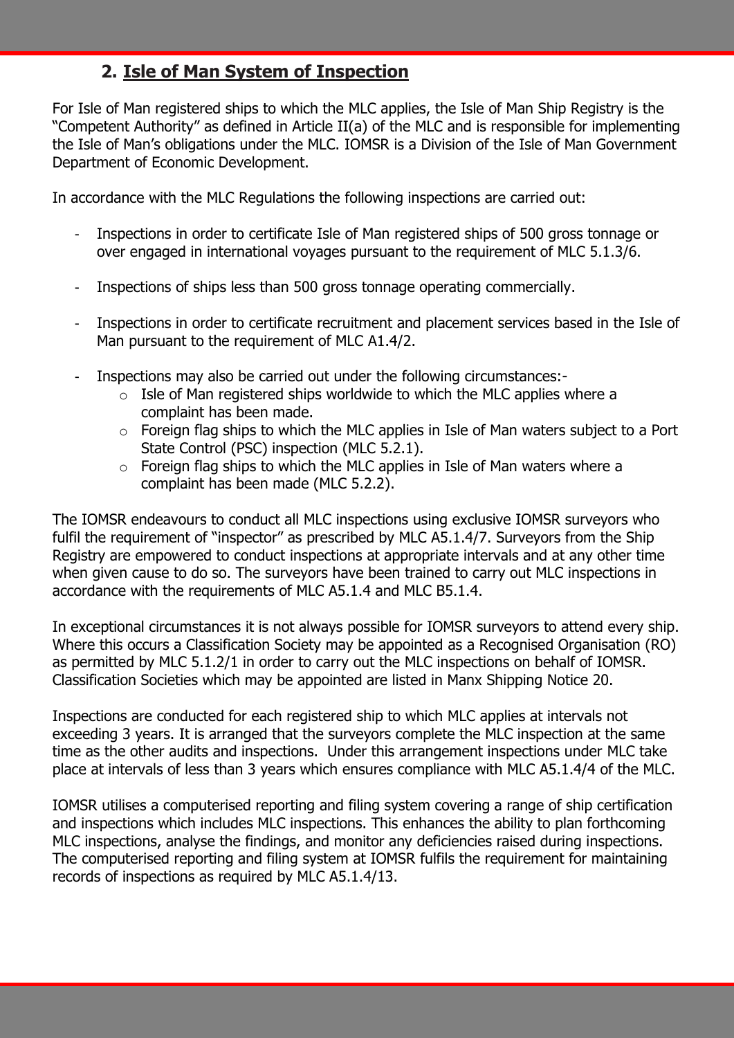## 2. Isle of Man System of Inspection

For Isle of Man registered ships to which the MLC applies, the Isle of Man Ship Registry is the "Competent Authority" as defined in Article II(a) of the MLC and is responsible for implementing the Isle of Man's obligations under the MLC. IOMSR is a Division of the Isle of Man Government Department of Economic Development.

In accordance with the MLC Regulations the following inspections are carried out:

- Inspections in order to certificate Isle of Man registered ships of 500 gross tonnage or over engaged in international voyages pursuant to the requirement of MLC 5.1.3/6.
- Inspections of ships less than 500 gross tonnage operating commercially.
- Inspections in order to certificate recruitment and placement services based in the Isle of Man pursuant to the requirement of MLC A1.4/2.
- Inspections may also be carried out under the following circumstances:-
  - Isle of Man registered ships worldwide to which the MLC applies where a complaint has been made.
  - Foreign flag ships to which the MLC applies in Isle of Man waters subject to a Port State Control (PSC) inspection (MLC 5.2.1).
  - Foreign flag ships to which the MLC applies in Isle of Man waters where a complaint has been made (MLC 5.2.2).

The IOMSR endeavours to conduct all MLC inspections using exclusive IOMSR surveyors who fulfil the requirement of "inspector" as prescribed by MLC A5.1.4/7. Surveyors from the Ship Registry are empowered to conduct inspections at appropriate intervals and at any other time when given cause to do so. The surveyors have been trained to carry out MLC inspections in accordance with the requirements of MLC A5.1.4 and MLC B5.1.4.

In exceptional circumstances it is not always possible for IOMSR surveyors to attend every ship. Where this occurs a Classification Society may be appointed as a Recognised Organisation (RO) as permitted by MLC 5.1.2/1 in order to carry out the MLC inspections on behalf of IOMSR. Classification Societies which may be appointed are listed in Manx Shipping Notice 20.

Inspections are conducted for each registered ship to which MLC applies at intervals not exceeding 3 years. It is arranged that the surveyors complete the MLC inspection at the same time as the other audits and inspections. Under this arrangement inspections under MLC take place at intervals of less than 3 years which ensures compliance with MLC A5.1.4/4 of the MLC.

IOMSR utilises a computerised reporting and filing system covering a range of ship certification and inspections which includes MLC inspections. This enhances the ability to plan forthcoming MLC inspections, analyse the findings, and monitor any deficiencies raised during inspections. The computerised reporting and filing system at IOMSR fulfils the requirement for maintaining records of inspections as required by MLC A5.1.4/13.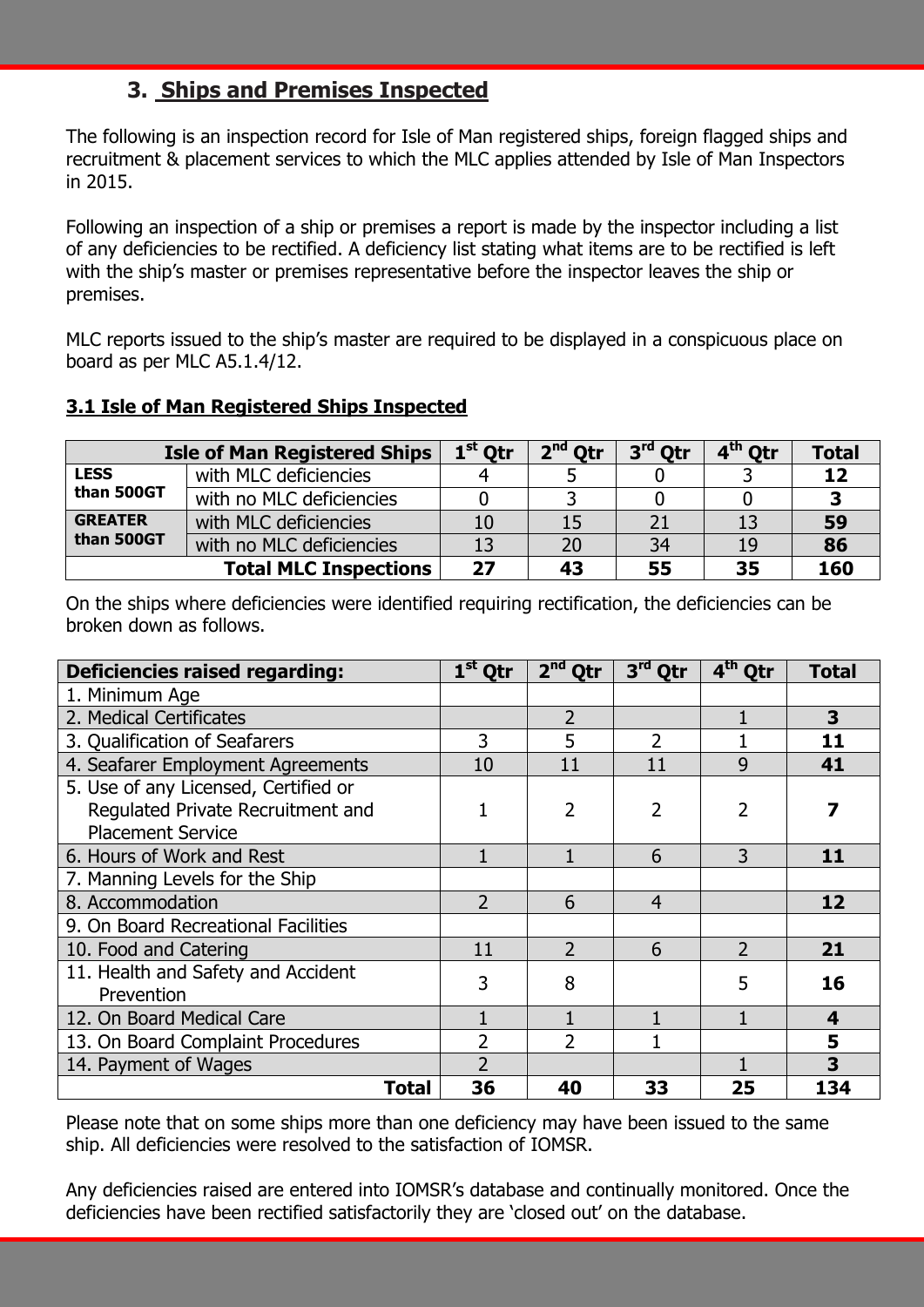## 3. Ships and Premises Inspected

The following is an inspection record for Isle of Man registered ships, foreign flagged ships and recruitment & placement services to which the MLC applies attended by Isle of Man Inspectors in 2015.

Following an inspection of a ship or premises a report is made by the inspector including a list of any deficiencies to be rectified. A deficiency list stating what items are to be rectified is left with the ship's master or premises representative before the inspector leaves the ship or premises.

MLC reports issued to the ship's master are required to be displayed in a conspicuous place on board as per MLC A5.1.4/12.

### 3.1 Isle of Man Registered Ships Inspected

| Isle of Man Registered Ships | | 1st Qtr | 2nd Qtr | 3rd Qtr | 4th Qtr | Total |
|---|---|---|---|---|---|---|
| **LESS than 500GT** | with MLC deficiencies | 4 | 5 | 0 | 3 | **12** |
| | with no MLC deficiencies | 0 | 3 | 0 | 0 | **3** |
| **GREATER than 500GT** | with MLC deficiencies | 10 | 15 | 21 | 13 | **59** |
| | with no MLC deficiencies | 13 | 20 | 34 | 19 | **86** |
| **Total MLC Inspections** | | **27** | **43** | **55** | **35** | **160** |

On the ships where deficiencies were identified requiring rectification, the deficiencies can be broken down as follows.

| Deficiencies raised regarding: | 1st Qtr | 2nd Qtr | 3rd Qtr | 4th Qtr | Total |
|---|---|---|---|---|---|
| 1. Minimum Age | | | | | |
| 2. Medical Certificates | | 2 | | 1 | **3** |
| 3. Qualification of Seafarers | 3 | 5 | 2 | 1 | **11** |
| 4. Seafarer Employment Agreements | 10 | 11 | 11 | 9 | **41** |
| 5. Use of any Licensed, Certified or Regulated Private Recruitment and Placement Service | 1 | 2 | 2 | 2 | **7** |
| 6. Hours of Work and Rest | 1 | 1 | 6 | 3 | **11** |
| 7. Manning Levels for the Ship | | | | | |
| 8. Accommodation | 2 | 6 | 4 | | **12** |
| 9. On Board Recreational Facilities | | | | | |
| 10. Food and Catering | 11 | 2 | 6 | 2 | **21** |
| 11. Health and Safety and Accident Prevention | 3 | 8 | | 5 | **16** |
| 12. On Board Medical Care | 1 | 1 | 1 | 1 | **4** |
| 13. On Board Complaint Procedures | 2 | 2 | 1 | | **5** |
| 14. Payment of Wages | 2 | | | 1 | **3** |
| **Total** | **36** | **40** | **33** | **25** | **134** |

Please note that on some ships more than one deficiency may have been issued to the same ship. All deficiencies were resolved to the satisfaction of IOMSR.

Any deficiencies raised are entered into IOMSR's database and continually monitored. Once the deficiencies have been rectified satisfactorily they are 'closed out' on the database.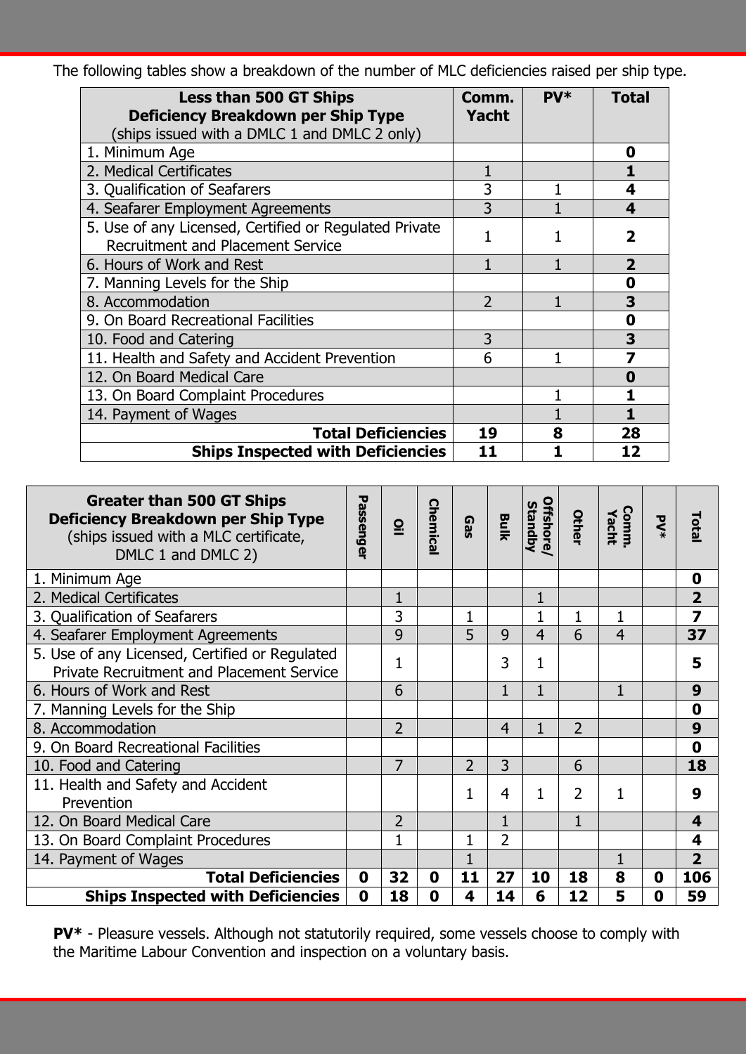The following tables show a breakdown of the number of MLC deficiencies raised per ship type.

| **Less than 500 GT Ships**<br>**Deficiency Breakdown per Ship Type**<br>(ships issued with a DMLC 1 and DMLC 2 only) | **Comm. Yacht** | **PV*** | **Total** |
|---|---|---|---|
| 1. Minimum Age | | | **0** |
| 2. Medical Certificates | 1 | | **1** |
| 3. Qualification of Seafarers | 3 | 1 | **4** |
| 4. Seafarer Employment Agreements | 3 | 1 | **4** |
| 5. Use of any Licensed, Certified or Regulated Private Recruitment and Placement Service | 1 | 1 | **2** |
| 6. Hours of Work and Rest | 1 | 1 | **2** |
| 7. Manning Levels for the Ship | | | **0** |
| 8. Accommodation | 2 | 1 | **3** |
| 9. On Board Recreational Facilities | | | **0** |
| 10. Food and Catering | 3 | | **3** |
| 11. Health and Safety and Accident Prevention | 6 | 1 | **7** |
| 12. On Board Medical Care | | | **0** |
| 13. On Board Complaint Procedures | | 1 | **1** |
| 14. Payment of Wages | | 1 | **1** |
| **Total Deficiencies** | **19** | **8** | **28** |
| **Ships Inspected with Deficiencies** | **11** | **1** | **12** |

| **Greater than 500 GT Ships**<br>**Deficiency Breakdown per Ship Type**<br>(ships issued with a MLC certificate, DMLC 1 and DMLC 2) | **Passenger** | **Oil** | **Chemical** | **Gas** | **Bulk** | **Offshore/ Standby** | **Other** | **Comm. Yacht** | **PV*** | **Total** |
|---|---|---|---|---|---|---|---|---|---|---|
| 1. Minimum Age | | | | | | | | | | **0** |
| 2. Medical Certificates | | 1 | | | | 1 | | | | **2** |
| 3. Qualification of Seafarers | | 3 | | 1 | | 1 | 1 | 1 | | **7** |
| 4. Seafarer Employment Agreements | | 9 | | 5 | 9 | 4 | 6 | 4 | | **37** |
| 5. Use of any Licensed, Certified or Regulated Private Recruitment and Placement Service | | 1 | | | 3 | 1 | | | | **5** |
| 6. Hours of Work and Rest | | 6 | | | 1 | 1 | | 1 | | **9** |
| 7. Manning Levels for the Ship | | | | | | | | | | **0** |
| 8. Accommodation | | 2 | | | 4 | 1 | 2 | | | **9** |
| 9. On Board Recreational Facilities | | | | | | | | | | **0** |
| 10. Food and Catering | | 7 | | 2 | 3 | | 6 | | | **18** |
| 11. Health and Safety and Accident Prevention | | | | 1 | 4 | 1 | 2 | 1 | | **9** |
| 12. On Board Medical Care | | 2 | | | 1 | | 1 | | | **4** |
| 13. On Board Complaint Procedures | | 1 | | 1 | 2 | | | | | **4** |
| 14. Payment of Wages | | | | 1 | | | | 1 | | **2** |
| **Total Deficiencies** | **0** | **32** | **0** | **11** | **27** | **10** | **18** | **8** | **0** | **106** |
| **Ships Inspected with Deficiencies** | **0** | **18** | **0** | **4** | **14** | **6** | **12** | **5** | **0** | **59** |

**PV*** - Pleasure vessels. Although not statutorily required, some vessels choose to comply with the Maritime Labour Convention and inspection on a voluntary basis.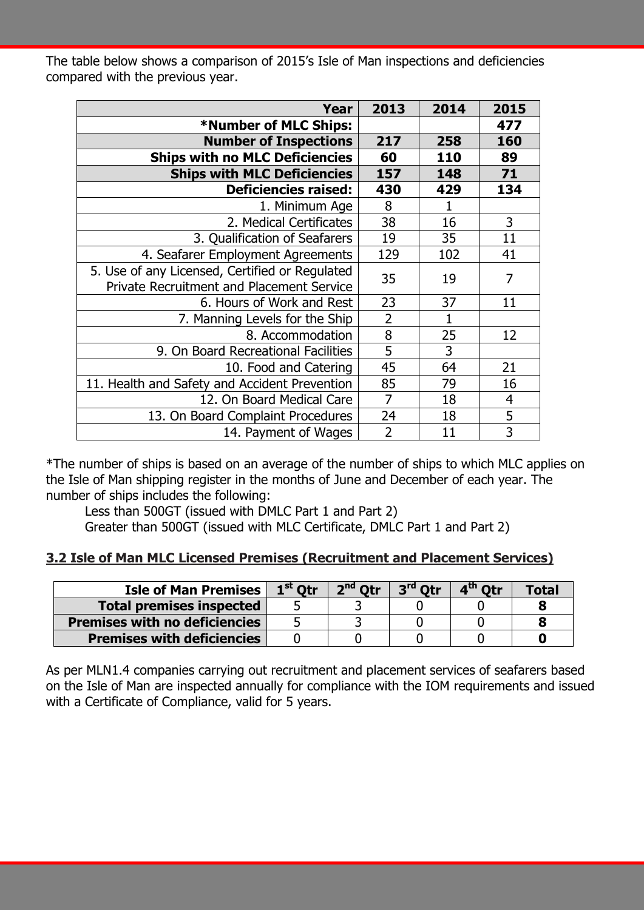The table below shows a comparison of 2015's Isle of Man inspections and deficiencies compared with the previous year.

| Year | 2013 | 2014 | 2015 |
|---|---|---|---|
| **\*Number of MLC Ships:** | | | **477** |
| **Number of Inspections** | **217** | **258** | **160** |
| **Ships with no MLC Deficiencies** | **60** | **110** | **89** |
| **Ships with MLC Deficiencies** | **157** | **148** | **71** |
| **Deficiencies raised:** | **430** | **429** | **134** |
| 1. Minimum Age | 8 | 1 | |
| 2. Medical Certificates | 38 | 16 | 3 |
| 3. Qualification of Seafarers | 19 | 35 | 11 |
| 4. Seafarer Employment Agreements | 129 | 102 | 41 |
| 5. Use of any Licensed, Certified or Regulated Private Recruitment and Placement Service | 35 | 19 | 7 |
| 6. Hours of Work and Rest | 23 | 37 | 11 |
| 7. Manning Levels for the Ship | 2 | 1 | |
| 8. Accommodation | 8 | 25 | 12 |
| 9. On Board Recreational Facilities | 5 | 3 | |
| 10. Food and Catering | 45 | 64 | 21 |
| 11. Health and Safety and Accident Prevention | 85 | 79 | 16 |
| 12. On Board Medical Care | 7 | 18 | 4 |
| 13. On Board Complaint Procedures | 24 | 18 | 5 |
| 14. Payment of Wages | 2 | 11 | 3 |

*The number of ships is based on an average of the number of ships to which MLC applies on the Isle of Man shipping register in the months of June and December of each year. The number of ships includes the following:

Less than 500GT (issued with DMLC Part 1 and Part 2)

Greater than 500GT (issued with MLC Certificate, DMLC Part 1 and Part 2)

### 3.2 Isle of Man MLC Licensed Premises (Recruitment and Placement Services)

| Isle of Man Premises | 1st Qtr | 2nd Qtr | 3rd Qtr | 4th Qtr | Total |
|---|---|---|---|---|---|
| **Total premises inspected** | 5 | 3 | 0 | 0 | **8** |
| **Premises with no deficiencies** | 5 | 3 | 0 | 0 | **8** |
| **Premises with deficiencies** | 0 | 0 | 0 | 0 | **0** |

As per MLN1.4 companies carrying out recruitment and placement services of seafarers based on the Isle of Man are inspected annually for compliance with the IOM requirements and issued with a Certificate of Compliance, valid for 5 years.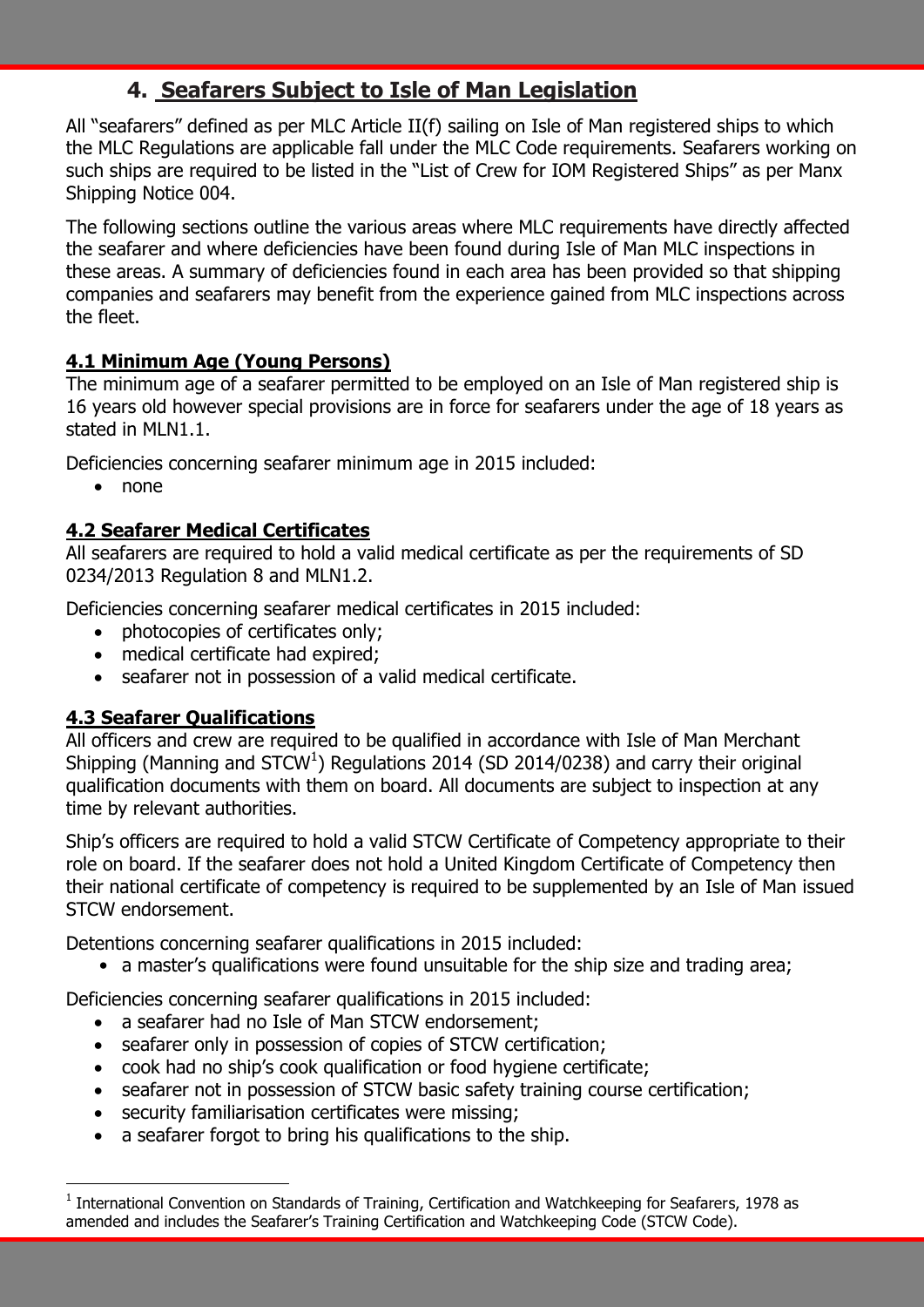## 4. Seafarers Subject to Isle of Man Legislation

All "seafarers" defined as per MLC Article II(f) sailing on Isle of Man registered ships to which the MLC Regulations are applicable fall under the MLC Code requirements. Seafarers working on such ships are required to be listed in the "List of Crew for IOM Registered Ships" as per Manx Shipping Notice 004.

The following sections outline the various areas where MLC requirements have directly affected the seafarer and where deficiencies have been found during Isle of Man MLC inspections in these areas. A summary of deficiencies found in each area has been provided so that shipping companies and seafarers may benefit from the experience gained from MLC inspections across the fleet.

### 4.1 Minimum Age (Young Persons)

The minimum age of a seafarer permitted to be employed on an Isle of Man registered ship is 16 years old however special provisions are in force for seafarers under the age of 18 years as stated in MLN1.1.

Deficiencies concerning seafarer minimum age in 2015 included:

- none

### 4.2 Seafarer Medical Certificates

All seafarers are required to hold a valid medical certificate as per the requirements of SD 0234/2013 Regulation 8 and MLN1.2.

Deficiencies concerning seafarer medical certificates in 2015 included:

- photocopies of certificates only;
- medical certificate had expired;
- seafarer not in possession of a valid medical certificate.

### 4.3 Seafarer Qualifications

All officers and crew are required to be qualified in accordance with Isle of Man Merchant Shipping (Manning and STCW[1]) Regulations 2014 (SD 2014/0238) and carry their original qualification documents with them on board. All documents are subject to inspection at any time by relevant authorities.

Ship's officers are required to hold a valid STCW Certificate of Competency appropriate to their role on board. If the seafarer does not hold a United Kingdom Certificate of Competency then their national certificate of competency is required to be supplemented by an Isle of Man issued STCW endorsement.

Detentions concerning seafarer qualifications in 2015 included:

- a master's qualifications were found unsuitable for the ship size and trading area;

Deficiencies concerning seafarer qualifications in 2015 included:

- a seafarer had no Isle of Man STCW endorsement;
- seafarer only in possession of copies of STCW certification;
- cook had no ship's cook qualification or food hygiene certificate;
- seafarer not in possession of STCW basic safety training course certification;
- security familiarisation certificates were missing;
- a seafarer forgot to bring his qualifications to the ship.

[1] International Convention on Standards of Training, Certification and Watchkeeping for Seafarers, 1978 as amended and includes the Seafarer's Training Certification and Watchkeeping Code (STCW Code).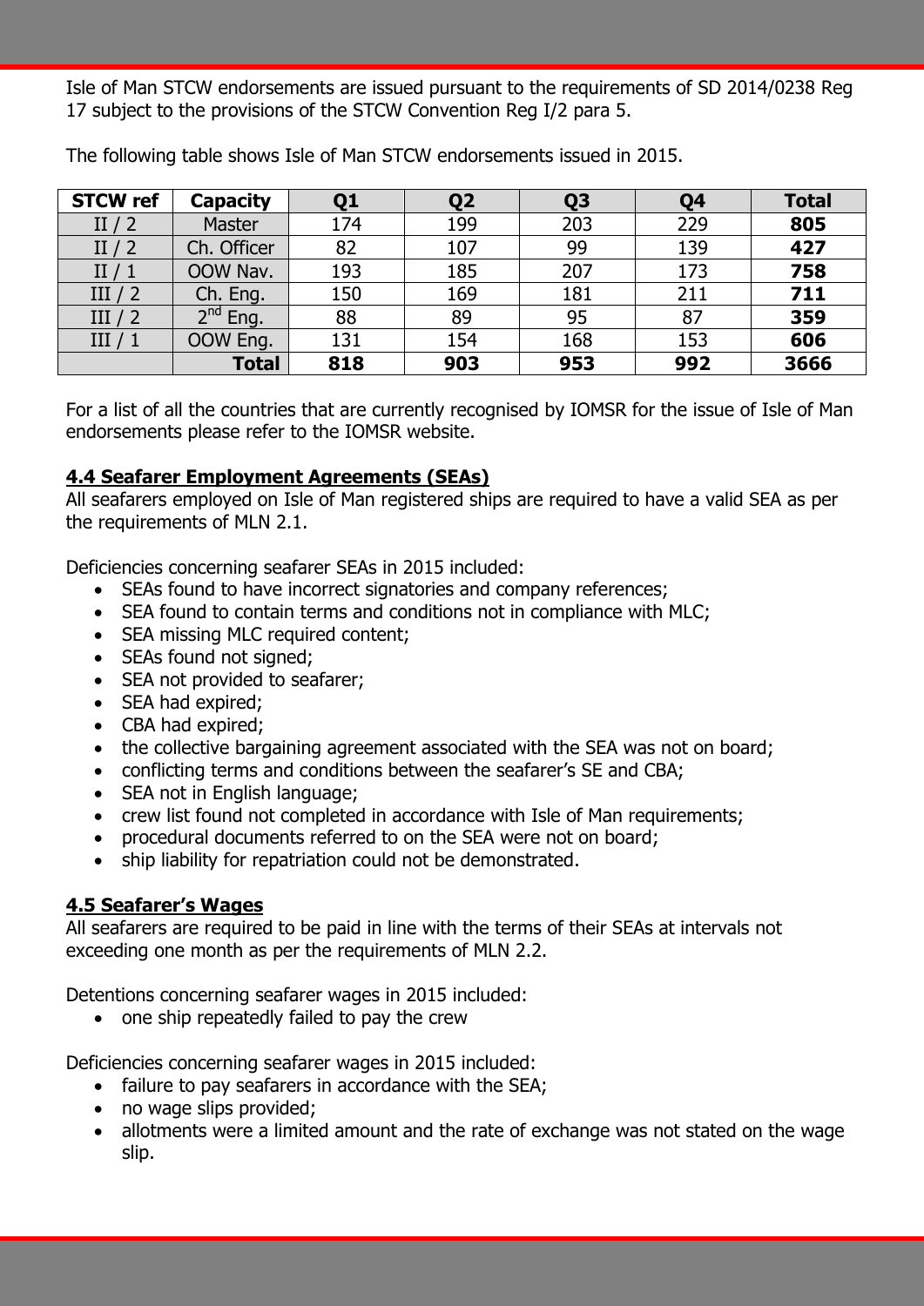Isle of Man STCW endorsements are issued pursuant to the requirements of SD 2014/0238 Reg 17 subject to the provisions of the STCW Convention Reg I/2 para 5.

The following table shows Isle of Man STCW endorsements issued in 2015.

| STCW ref | Capacity | Q1 | Q2 | Q3 | Q4 | Total |
|---|---|---|---|---|---|---|
| II / 2 | Master | 174 | 199 | 203 | 229 | **805** |
| II / 2 | Ch. Officer | 82 | 107 | 99 | 139 | **427** |
| II / 1 | OOW Nav. | 193 | 185 | 207 | 173 | **758** |
| III / 2 | Ch. Eng. | 150 | 169 | 181 | 211 | **711** |
| III / 2 | 2nd Eng. | 88 | 89 | 95 | 87 | **359** |
| III / 1 | OOW Eng. | 131 | 154 | 168 | 153 | **606** |
| | **Total** | **818** | **903** | **953** | **992** | **3666** |

For a list of all the countries that are currently recognised by IOMSR for the issue of Isle of Man endorsements please refer to the IOMSR website.

### 4.4 Seafarer Employment Agreements (SEAs)

All seafarers employed on Isle of Man registered ships are required to have a valid SEA as per the requirements of MLN 2.1.

Deficiencies concerning seafarer SEAs in 2015 included:

- SEAs found to have incorrect signatories and company references;
- SEA found to contain terms and conditions not in compliance with MLC;
- SEA missing MLC required content;
- SEAs found not signed;
- SEA not provided to seafarer;
- SEA had expired;
- CBA had expired;
- the collective bargaining agreement associated with the SEA was not on board;
- conflicting terms and conditions between the seafarer's SE and CBA;
- SEA not in English language;
- crew list found not completed in accordance with Isle of Man requirements;
- procedural documents referred to on the SEA were not on board;
- ship liability for repatriation could not be demonstrated.

### 4.5 Seafarer's Wages

All seafarers are required to be paid in line with the terms of their SEAs at intervals not exceeding one month as per the requirements of MLN 2.2.

Detentions concerning seafarer wages in 2015 included:

- one ship repeatedly failed to pay the crew

Deficiencies concerning seafarer wages in 2015 included:

- failure to pay seafarers in accordance with the SEA;
- no wage slips provided;
- allotments were a limited amount and the rate of exchange was not stated on the wage slip.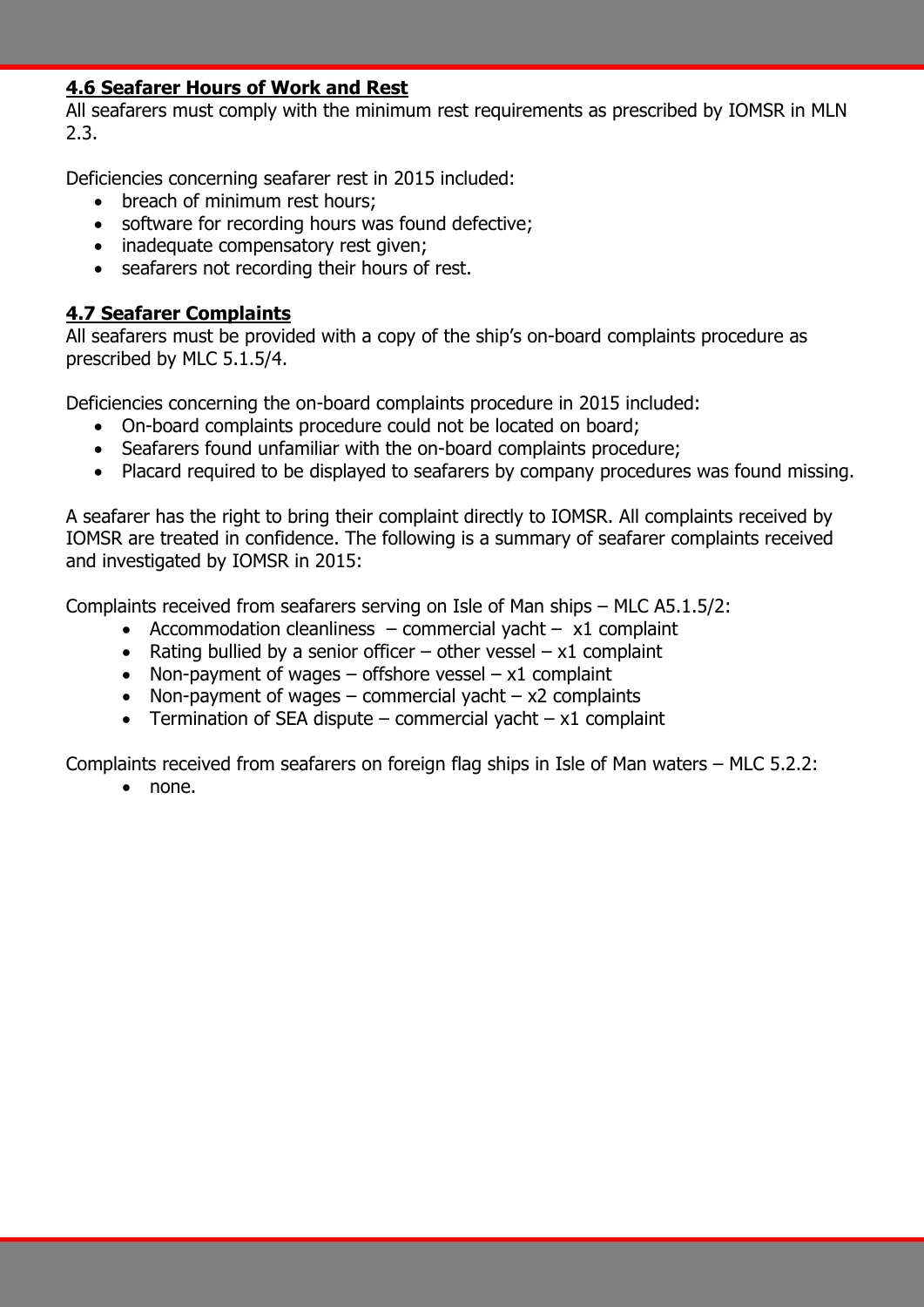## 4.6 Seafarer Hours of Work and Rest

All seafarers must comply with the minimum rest requirements as prescribed by IOMSR in MLN 2.3.

Deficiencies concerning seafarer rest in 2015 included:

- breach of minimum rest hours;
- software for recording hours was found defective;
- inadequate compensatory rest given;
- seafarers not recording their hours of rest.

## 4.7 Seafarer Complaints

All seafarers must be provided with a copy of the ship's on-board complaints procedure as prescribed by MLC 5.1.5/4.

Deficiencies concerning the on-board complaints procedure in 2015 included:

- On-board complaints procedure could not be located on board;
- Seafarers found unfamiliar with the on-board complaints procedure;
- Placard required to be displayed to seafarers by company procedures was found missing.

A seafarer has the right to bring their complaint directly to IOMSR. All complaints received by IOMSR are treated in confidence. The following is a summary of seafarer complaints received and investigated by IOMSR in 2015:

Complaints received from seafarers serving on Isle of Man ships – MLC A5.1.5/2:

- Accommodation cleanliness – commercial yacht – x1 complaint
- Rating bullied by a senior officer – other vessel – x1 complaint
- Non-payment of wages – offshore vessel – x1 complaint
- Non-payment of wages – commercial yacht – x2 complaints
- Termination of SEA dispute – commercial yacht – x1 complaint

Complaints received from seafarers on foreign flag ships in Isle of Man waters – MLC 5.2.2:

- none.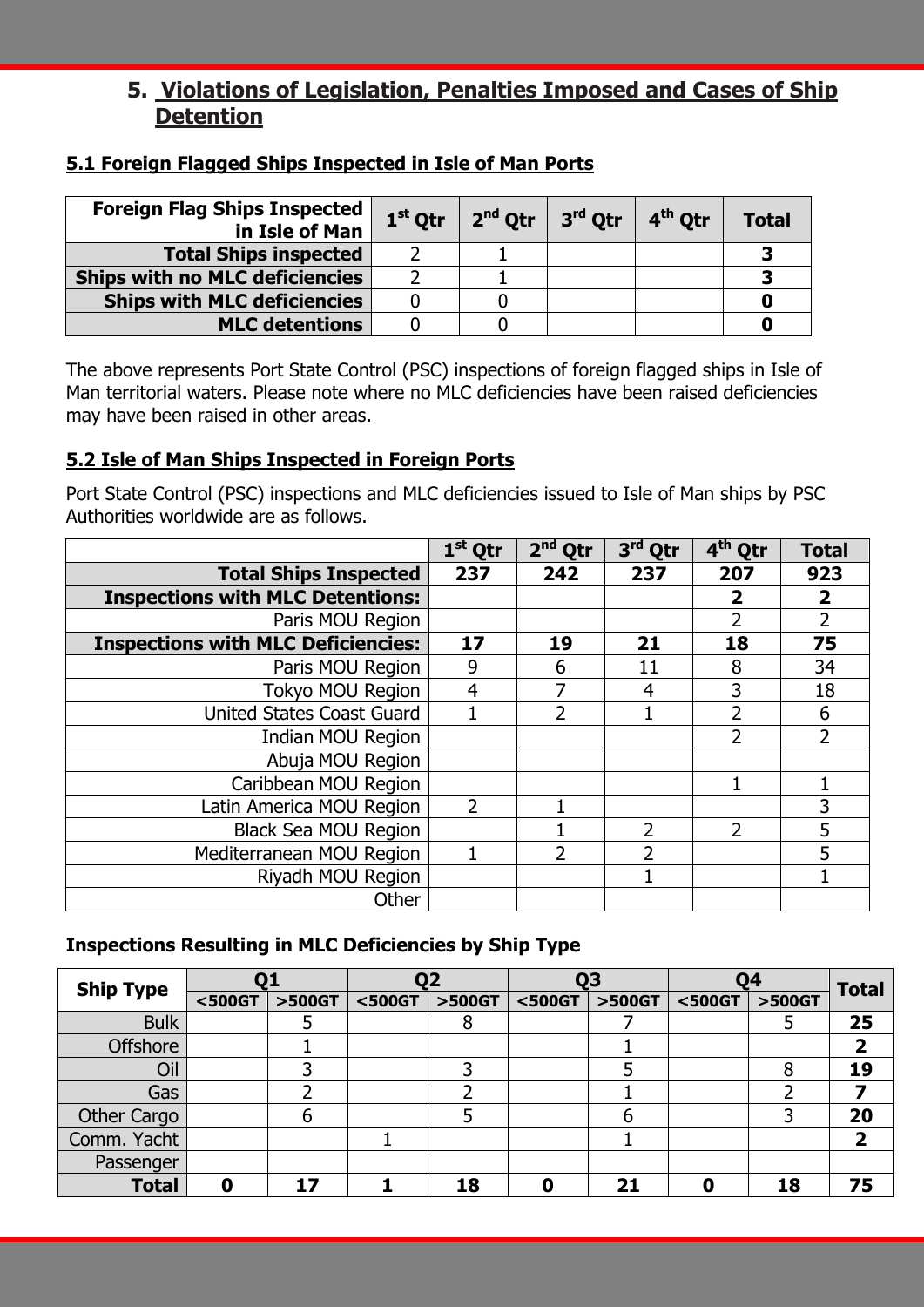## 5. Violations of Legislation, Penalties Imposed and Cases of Ship Detention

### 5.1 Foreign Flagged Ships Inspected in Isle of Man Ports

| Foreign Flag Ships Inspected in Isle of Man | 1st Qtr | 2nd Qtr | 3rd Qtr | 4th Qtr | Total |
|---|---|---|---|---|---|
| **Total Ships inspected** | 2 | 1 | | | **3** |
| **Ships with no MLC deficiencies** | 2 | 1 | | | **3** |
| **Ships with MLC deficiencies** | 0 | 0 | | | **0** |
| **MLC detentions** | 0 | 0 | | | **0** |

The above represents Port State Control (PSC) inspections of foreign flagged ships in Isle of Man territorial waters. Please note where no MLC deficiencies have been raised deficiencies may have been raised in other areas.

### 5.2 Isle of Man Ships Inspected in Foreign Ports

Port State Control (PSC) inspections and MLC deficiencies issued to Isle of Man ships by PSC Authorities worldwide are as follows.

| | 1st Qtr | 2nd Qtr | 3rd Qtr | 4th Qtr | Total |
|---|---|---|---|---|---|
| **Total Ships Inspected** | **237** | **242** | **237** | **207** | **923** |
| **Inspections with MLC Detentions:** | | | | **2** | **2** |
| Paris MOU Region | | | | 2 | 2 |
| **Inspections with MLC Deficiencies:** | **17** | **19** | **21** | **18** | **75** |
| Paris MOU Region | 9 | 6 | 11 | 8 | 34 |
| Tokyo MOU Region | 4 | 7 | 4 | 3 | 18 |
| United States Coast Guard | 1 | 2 | 1 | 2 | 6 |
| Indian MOU Region | | | | 2 | 2 |
| Abuja MOU Region | | | | | |
| Caribbean MOU Region | | | | 1 | 1 |
| Latin America MOU Region | 2 | 1 | | | 3 |
| Black Sea MOU Region | | 1 | 2 | 2 | 5 |
| Mediterranean MOU Region | 1 | 2 | 2 | | 5 |
| Riyadh MOU Region | | | 1 | | 1 |
| Other | | | | | |

**Inspections Resulting in MLC Deficiencies by Ship Type**

| Ship Type | Q1 | | Q2 | | Q3 | | Q4 | | Total |
|---|---|---|---|---|---|---|---|---|---|
| | <500GT | >500GT | <500GT | >500GT | <500GT | >500GT | <500GT | >500GT | |
| Bulk | | 5 | | 8 | | 7 | | 5 | **25** |
| Offshore | | 1 | | | | 1 | | | **2** |
| Oil | | 3 | | 3 | | 5 | | 8 | **19** |
| Gas | | 2 | | 2 | | 1 | | 2 | **7** |
| Other Cargo | | 6 | | 5 | | 6 | | 3 | **20** |
| Comm. Yacht | | | 1 | | | 1 | | | **2** |
| Passenger | | | | | | | | | |
| **Total** | **0** | **17** | **1** | **18** | **0** | **21** | **0** | **18** | **75** |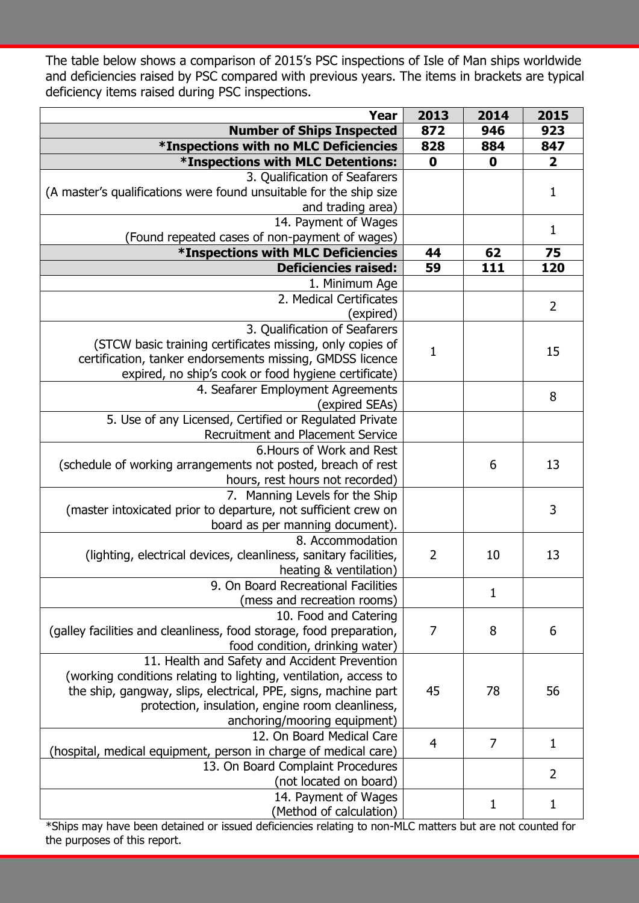The table below shows a comparison of 2015's PSC inspections of Isle of Man ships worldwide and deficiencies raised by PSC compared with previous years. The items in brackets are typical deficiency items raised during PSC inspections.

| Year | 2013 | 2014 | 2015 |
|---|---|---|---|
| **Number of Ships Inspected** | **872** | **946** | **923** |
| ***Inspections with no MLC Deficiencies** | **828** | **884** | **847** |
| ***Inspections with MLC Detentions:** | **0** | **0** | **2** |
| 3. Qualification of Seafarers (A master's qualifications were found unsuitable for the ship size and trading area) | | | 1 |
| 14. Payment of Wages (Found repeated cases of non-payment of wages) | | | 1 |
| ***Inspections with MLC Deficiencies** | **44** | **62** | **75** |
| **Deficiencies raised:** | **59** | **111** | **120** |
| 1. Minimum Age | | | |
| 2. Medical Certificates (expired) | | | 2 |
| 3. Qualification of Seafarers (STCW basic training certificates missing, only copies of certification, tanker endorsements missing, GMDSS licence expired, no ship's cook or food hygiene certificate) | 1 | | 15 |
| 4. Seafarer Employment Agreements (expired SEAs) | | | 8 |
| 5. Use of any Licensed, Certified or Regulated Private Recruitment and Placement Service | | | |
| 6. Hours of Work and Rest (schedule of working arrangements not posted, breach of rest hours, rest hours not recorded) | | 6 | 13 |
| 7. Manning Levels for the Ship (master intoxicated prior to departure, not sufficient crew on board as per manning document). | | | 3 |
| 8. Accommodation (lighting, electrical devices, cleanliness, sanitary facilities, heating & ventilation) | 2 | 10 | 13 |
| 9. On Board Recreational Facilities (mess and recreation rooms) | | 1 | |
| 10. Food and Catering (galley facilities and cleanliness, food storage, food preparation, food condition, drinking water) | 7 | 8 | 6 |
| 11. Health and Safety and Accident Prevention (working conditions relating to lighting, ventilation, access to the ship, gangway, slips, electrical, PPE, signs, machine part protection, insulation, engine room cleanliness, anchoring/mooring equipment) | 45 | 78 | 56 |
| 12. On Board Medical Care (hospital, medical equipment, person in charge of medical care) | 4 | 7 | 1 |
| 13. On Board Complaint Procedures (not located on board) | | | 2 |
| 14. Payment of Wages (Method of calculation) | | 1 | 1 |

*Ships may have been detained or issued deficiencies relating to non-MLC matters but are not counted for the purposes of this report.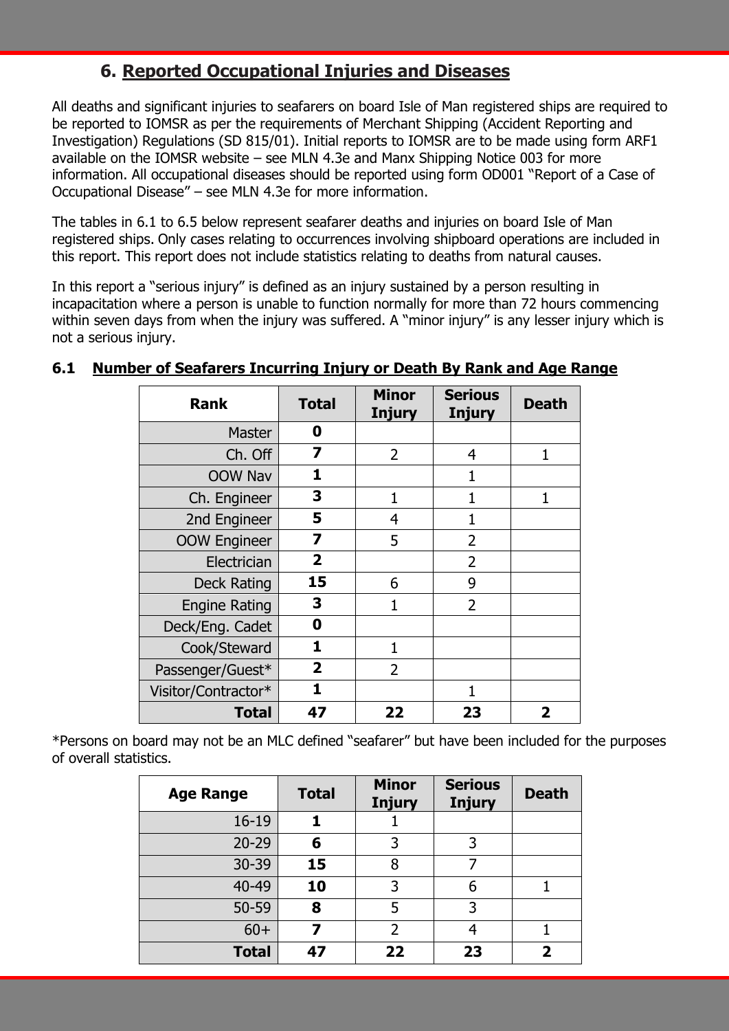## 6. Reported Occupational Injuries and Diseases

All deaths and significant injuries to seafarers on board Isle of Man registered ships are required to be reported to IOMSR as per the requirements of Merchant Shipping (Accident Reporting and Investigation) Regulations (SD 815/01). Initial reports to IOMSR are to be made using form ARF1 available on the IOMSR website – see MLN 4.3e and Manx Shipping Notice 003 for more information. All occupational diseases should be reported using form OD001 "Report of a Case of Occupational Disease" – see MLN 4.3e for more information.

The tables in 6.1 to 6.5 below represent seafarer deaths and injuries on board Isle of Man registered ships. Only cases relating to occurrences involving shipboard operations are included in this report. This report does not include statistics relating to deaths from natural causes.

In this report a "serious injury" is defined as an injury sustained by a person resulting in incapacitation where a person is unable to function normally for more than 72 hours commencing within seven days from when the injury was suffered. A "minor injury" is any lesser injury which is not a serious injury.

### 6.1 Number of Seafarers Incurring Injury or Death By Rank and Age Range

| Rank | Total | Minor Injury | Serious Injury | Death |
|---|---|---|---|---|
| Master | **0** | | | |
| Ch. Off | **7** | 2 | 4 | 1 |
| OOW Nav | **1** | | 1 | |
| Ch. Engineer | **3** | 1 | 1 | 1 |
| 2nd Engineer | **5** | 4 | 1 | |
| OOW Engineer | **7** | 5 | 2 | |
| Electrician | **2** | | 2 | |
| Deck Rating | **15** | 6 | 9 | |
| Engine Rating | **3** | 1 | 2 | |
| Deck/Eng. Cadet | **0** | | | |
| Cook/Steward | **1** | 1 | | |
| Passenger/Guest* | **2** | 2 | | |
| Visitor/Contractor* | **1** | | 1 | |
| **Total** | **47** | **22** | **23** | **2** |

*Persons on board may not be an MLC defined "seafarer" but have been included for the purposes of overall statistics.

| Age Range | Total | Minor Injury | Serious Injury | Death |
|---|---|---|---|---|
| 16-19 | **1** | 1 | | |
| 20-29 | **6** | 3 | 3 | |
| 30-39 | **15** | 8 | 7 | |
| 40-49 | **10** | 3 | 6 | 1 |
| 50-59 | **8** | 5 | 3 | |
| 60+ | **7** | 2 | 4 | 1 |
| **Total** | **47** | **22** | **23** | **2** |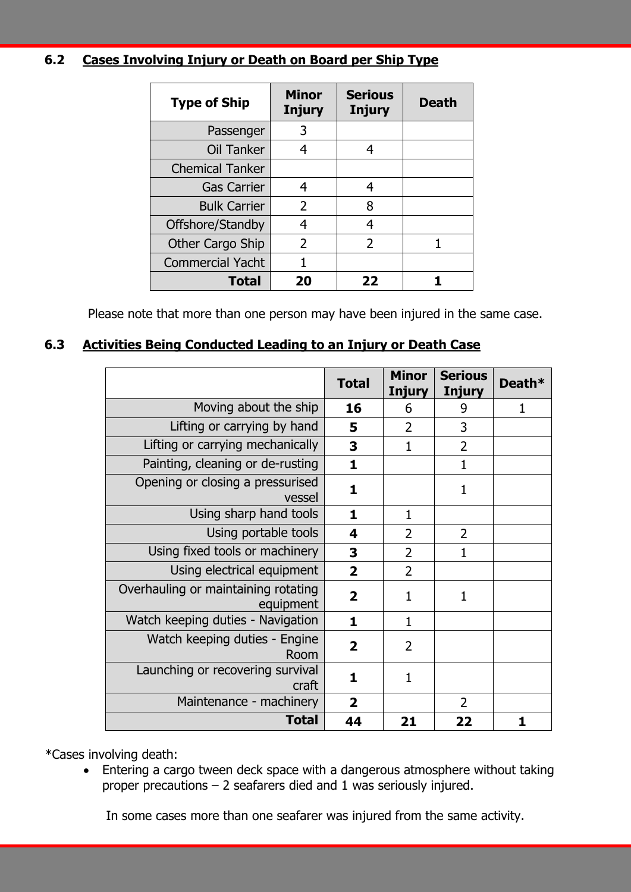## 6.2 Cases Involving Injury or Death on Board per Ship Type

| Type of Ship | Minor Injury | Serious Injury | Death |
|---|---|---|---|
| Passenger | 3 | | |
| Oil Tanker | 4 | 4 | |
| Chemical Tanker | | | |
| Gas Carrier | 4 | 4 | |
| Bulk Carrier | 2 | 8 | |
| Offshore/Standby | 4 | 4 | |
| Other Cargo Ship | 2 | 2 | 1 |
| Commercial Yacht | 1 | | |
| **Total** | **20** | **22** | **1** |

Please note that more than one person may have been injured in the same case.

## 6.3 Activities Being Conducted Leading to an Injury or Death Case

| | Total | Minor Injury | Serious Injury | Death* |
|---|---|---|---|---|
| Moving about the ship | **16** | 6 | 9 | 1 |
| Lifting or carrying by hand | **5** | 2 | 3 | |
| Lifting or carrying mechanically | **3** | 1 | 2 | |
| Painting, cleaning or de-rusting | **1** | | 1 | |
| Opening or closing a pressurised vessel | **1** | | 1 | |
| Using sharp hand tools | **1** | 1 | | |
| Using portable tools | **4** | 2 | 2 | |
| Using fixed tools or machinery | **3** | 2 | 1 | |
| Using electrical equipment | **2** | 2 | | |
| Overhauling or maintaining rotating equipment | **2** | 1 | 1 | |
| Watch keeping duties - Navigation | **1** | 1 | | |
| Watch keeping duties - Engine Room | **2** | 2 | | |
| Launching or recovering survival craft | **1** | 1 | | |
| Maintenance - machinery | **2** | | 2 | |
| **Total** | **44** | **21** | **22** | **1** |

*Cases involving death:

- Entering a cargo tween deck space with a dangerous atmosphere without taking proper precautions – 2 seafarers died and 1 was seriously injured.

In some cases more than one seafarer was injured from the same activity.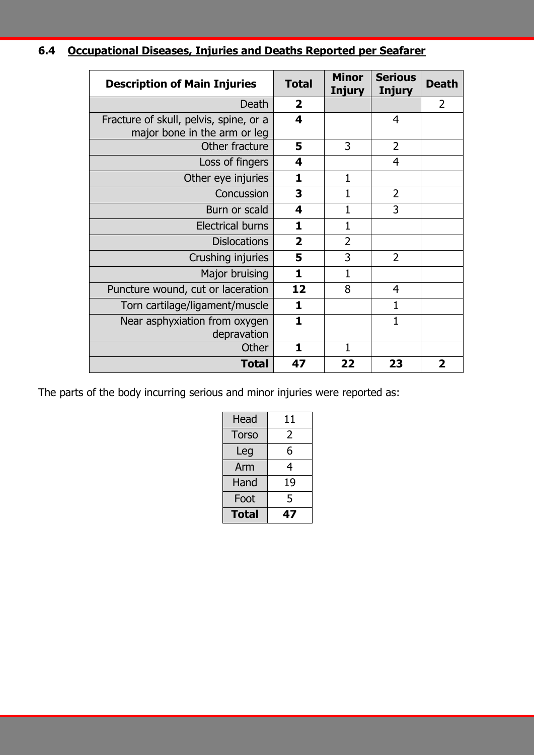## 6.4 Occupational Diseases, Injuries and Deaths Reported per Seafarer

| Description of Main Injuries | Total | Minor Injury | Serious Injury | Death |
|---|---|---|---|---|
| Death | **2** | | | 2 |
| Fracture of skull, pelvis, spine, or a major bone in the arm or leg | **4** | | 4 | |
| Other fracture | **5** | 3 | 2 | |
| Loss of fingers | **4** | | 4 | |
| Other eye injuries | **1** | 1 | | |
| Concussion | **3** | 1 | 2 | |
| Burn or scald | **4** | 1 | 3 | |
| Electrical burns | **1** | 1 | | |
| Dislocations | **2** | 2 | | |
| Crushing injuries | **5** | 3 | 2 | |
| Major bruising | **1** | 1 | | |
| Puncture wound, cut or laceration | **12** | 8 | 4 | |
| Torn cartilage/ligament/muscle | **1** | | 1 | |
| Near asphyxiation from oxygen depravation | **1** | | 1 | |
| Other | **1** | 1 | | |
| **Total** | **47** | **22** | **23** | **2** |

The parts of the body incurring serious and minor injuries were reported as:

| | |
|---|---|
| Head | 11 |
| Torso | 2 |
| Leg | 6 |
| Arm | 4 |
| Hand | 19 |
| Foot | 5 |
| **Total** | **47** |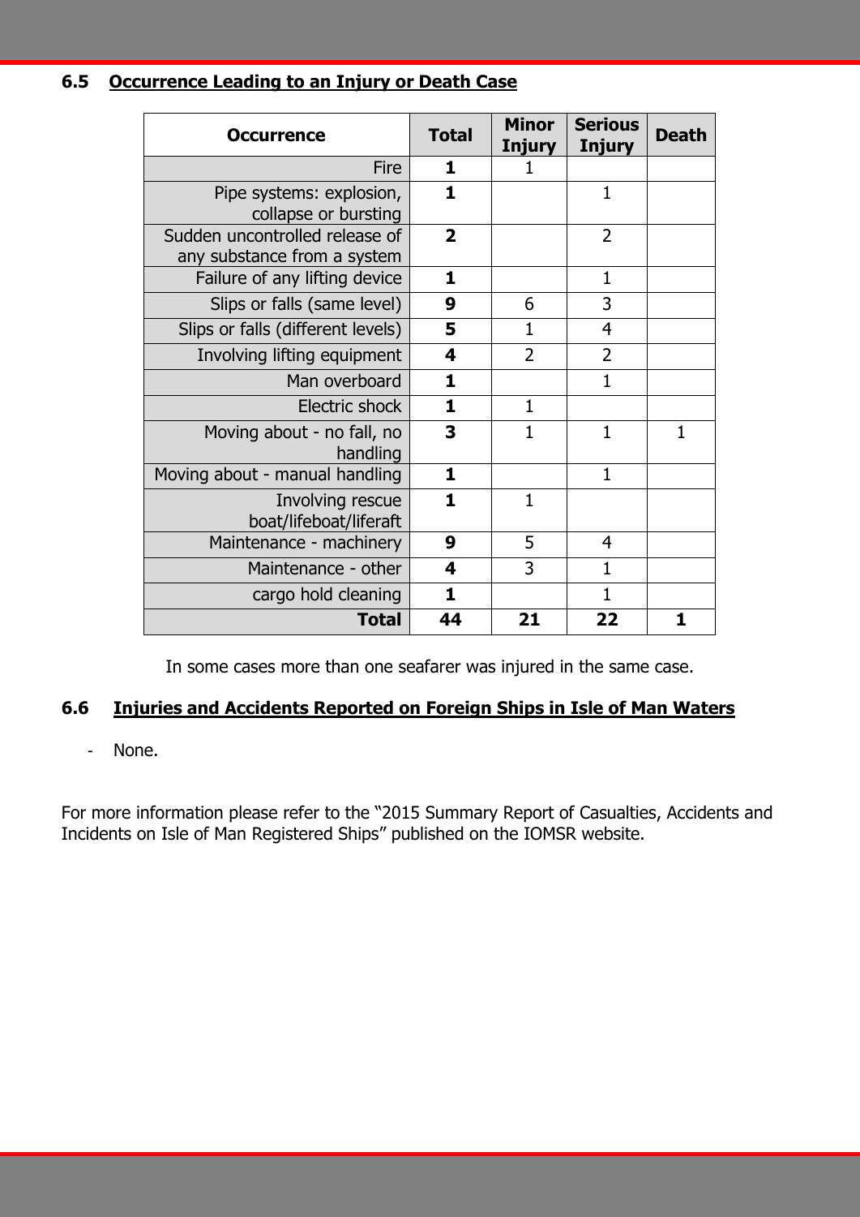## 6.5 Occurrence Leading to an Injury or Death Case

| Occurrence | Total | Minor Injury | Serious Injury | Death |
|---|---|---|---|---|
| Fire | **1** | 1 | | |
| Pipe systems: explosion, collapse or bursting | **1** | | 1 | |
| Sudden uncontrolled release of any substance from a system | **2** | | 2 | |
| Failure of any lifting device | **1** | | 1 | |
| Slips or falls (same level) | **9** | 6 | 3 | |
| Slips or falls (different levels) | **5** | 1 | 4 | |
| Involving lifting equipment | **4** | 2 | 2 | |
| Man overboard | **1** | | 1 | |
| Electric shock | **1** | 1 | | |
| Moving about - no fall, no handling | **3** | 1 | 1 | 1 |
| Moving about - manual handling | **1** | | 1 | |
| Involving rescue boat/lifeboat/liferaft | **1** | 1 | | |
| Maintenance - machinery | **9** | 5 | 4 | |
| Maintenance - other | **4** | 3 | 1 | |
| cargo hold cleaning | **1** | | 1 | |
| **Total** | **44** | **21** | **22** | **1** |

In some cases more than one seafarer was injured in the same case.

## 6.6 Injuries and Accidents Reported on Foreign Ships in Isle of Man Waters

- None.

For more information please refer to the "2015 Summary Report of Casualties, Accidents and Incidents on Isle of Man Registered Ships" published on the IOMSR website.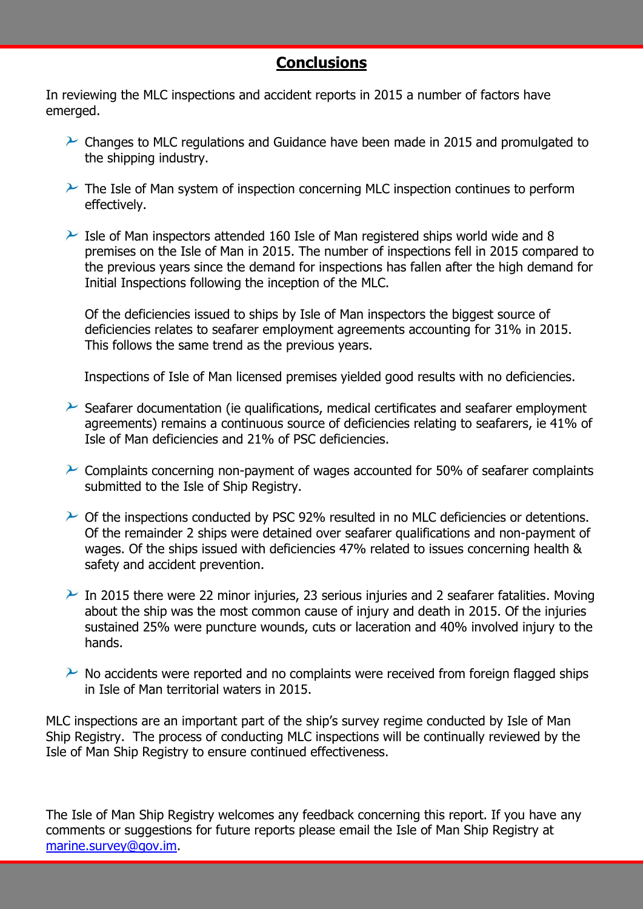## Conclusions

In reviewing the MLC inspections and accident reports in 2015 a number of factors have emerged.

- Changes to MLC regulations and Guidance have been made in 2015 and promulgated to the shipping industry.

- The Isle of Man system of inspection concerning MLC inspection continues to perform effectively.

- Isle of Man inspectors attended 160 Isle of Man registered ships world wide and 8 premises on the Isle of Man in 2015. The number of inspections fell in 2015 compared to the previous years since the demand for inspections has fallen after the high demand for Initial Inspections following the inception of the MLC.

  Of the deficiencies issued to ships by Isle of Man inspectors the biggest source of deficiencies relates to seafarer employment agreements accounting for 31% in 2015. This follows the same trend as the previous years.

  Inspections of Isle of Man licensed premises yielded good results with no deficiencies.

- Seafarer documentation (ie qualifications, medical certificates and seafarer employment agreements) remains a continuous source of deficiencies relating to seafarers, ie 41% of Isle of Man deficiencies and 21% of PSC deficiencies.

- Complaints concerning non-payment of wages accounted for 50% of seafarer complaints submitted to the Isle of Ship Registry.

- Of the inspections conducted by PSC 92% resulted in no MLC deficiencies or detentions. Of the remainder 2 ships were detained over seafarer qualifications and non-payment of wages. Of the ships issued with deficiencies 47% related to issues concerning health & safety and accident prevention.

- In 2015 there were 22 minor injuries, 23 serious injuries and 2 seafarer fatalities. Moving about the ship was the most common cause of injury and death in 2015. Of the injuries sustained 25% were puncture wounds, cuts or laceration and 40% involved injury to the hands.

- No accidents were reported and no complaints were received from foreign flagged ships in Isle of Man territorial waters in 2015.

MLC inspections are an important part of the ship's survey regime conducted by Isle of Man Ship Registry. The process of conducting MLC inspections will be continually reviewed by the Isle of Man Ship Registry to ensure continued effectiveness.

The Isle of Man Ship Registry welcomes any feedback concerning this report. If you have any comments or suggestions for future reports please email the Isle of Man Ship Registry at [marine.survey@gov.im](mailto:marine.survey@gov.im).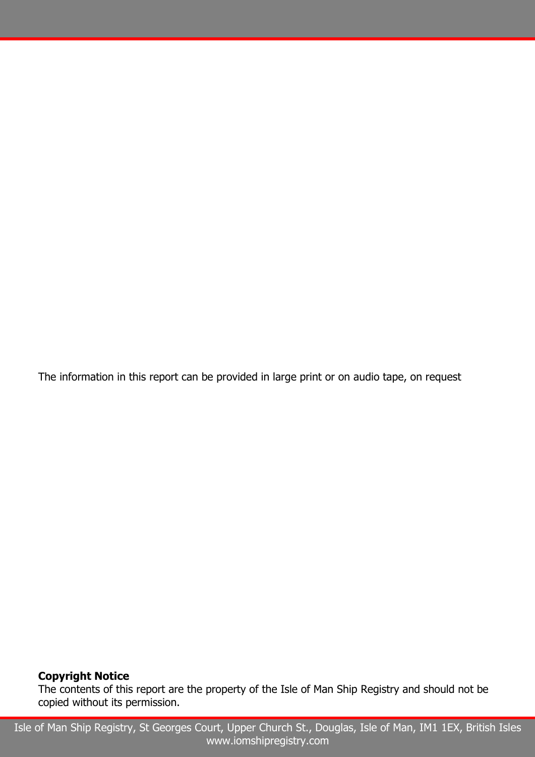The information in this report can be provided in large print or on audio tape, on request

**Copyright Notice**
The contents of this report are the property of the Isle of Man Ship Registry and should not be copied without its permission.

Isle of Man Ship Registry, St Georges Court, Upper Church St., Douglas, Isle of Man, IM1 1EX, British Isles
www.iomshipregistry.com